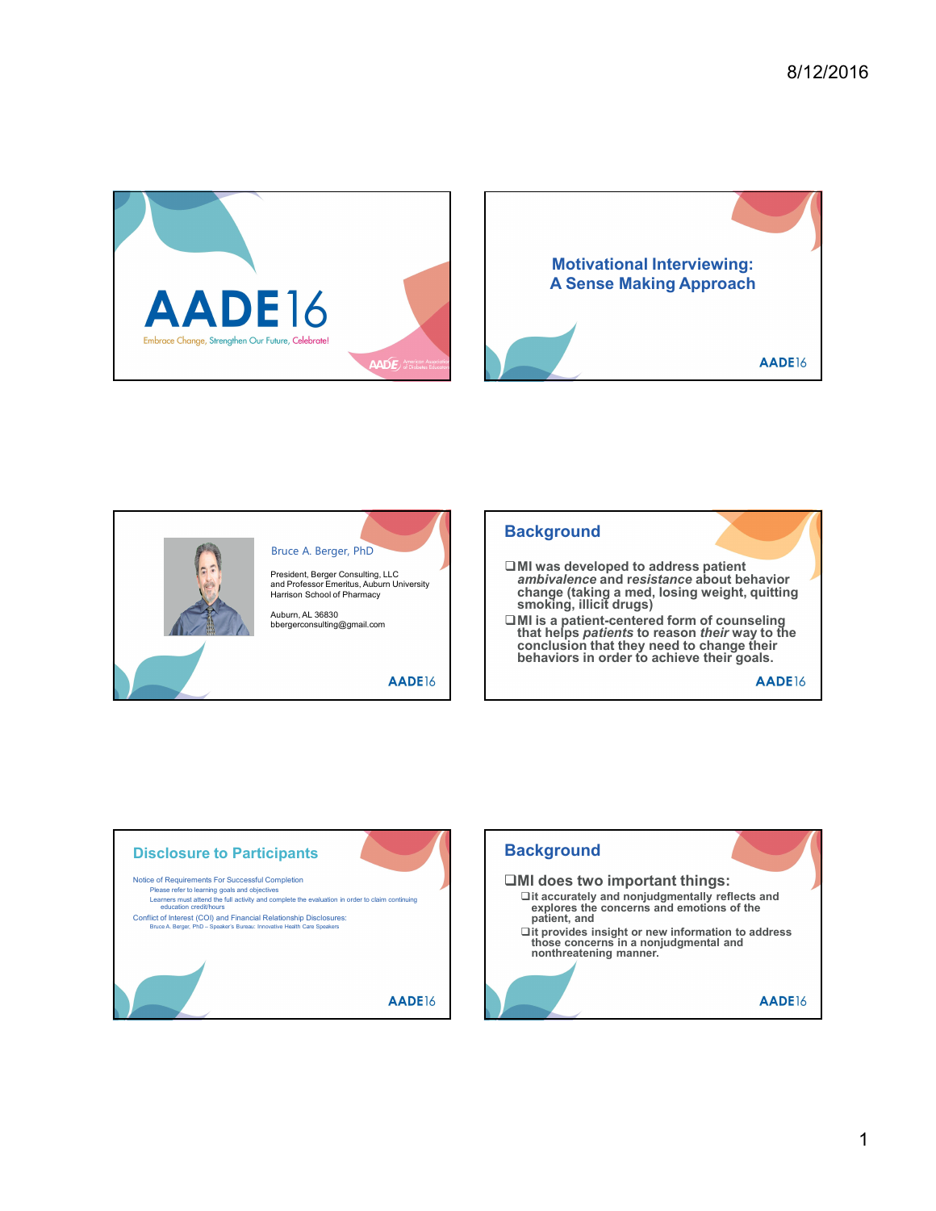# AADE16

Embrace Change, Strengthen Our Future, Celebrate!

## Motivational Interviewing: A Sense Making Approach

Bruce A. Berger, PhD

President, Berger Consulting, LLC
and Professor Emeritus, Auburn University
Harrison School of Pharmacy

Auburn, AL 36830
bbergerconsulting@gmail.com

## Background

- MI was developed to address patient *ambivalence* and *resistance* about behavior change (taking a med, losing weight, quitting smoking, illicit drugs)
- MI is a patient-centered form of counseling that helps *patients* to reason *their* way to the conclusion that they need to change their behaviors in order to achieve their goals.

## Disclosure to Participants

Notice of Requirements For Successful Completion

- Please refer to learning goals and objectives
- Learners must attend the full activity and complete the evaluation in order to claim continuing education credit/hours

Conflict of Interest (COI) and Financial Relationship Disclosures:

- Bruce A. Berger, PhD – Speaker's Bureau: Innovative Health Care Speakers

## Background

- MI does two important things:
  - it accurately and nonjudgmentally reflects and explores the concerns and emotions of the patient, and
  - it provides insight or new information to address those concerns in a nonjudgmental and nonthreatening manner.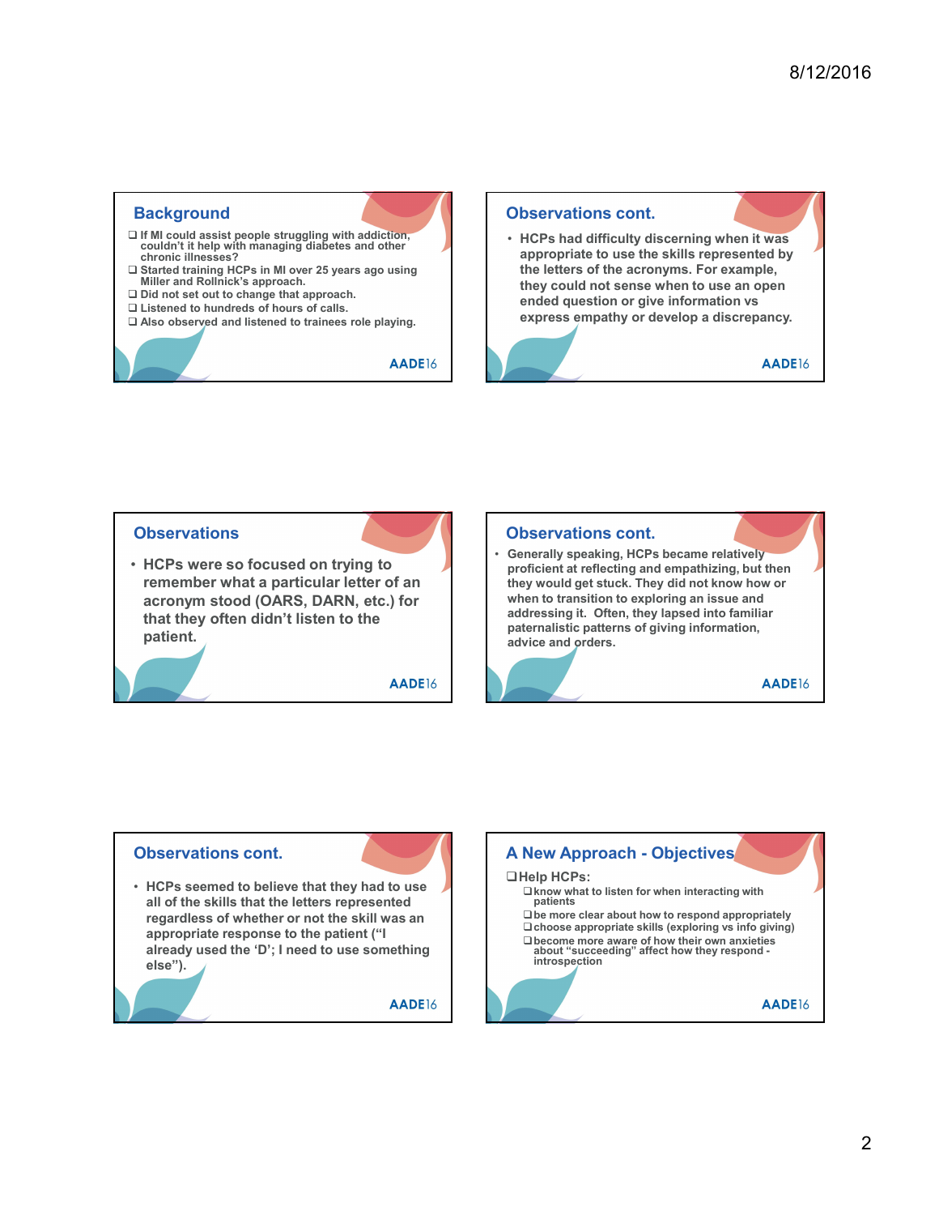## Background

- ❑ If MI could assist people struggling with addiction, couldn't it help with managing diabetes and other chronic illnesses?
- ❑ Started training HCPs in MI over 25 years ago using Miller and Rollnick's approach.
- ❑ Did not set out to change that approach.
- ❑ Listened to hundreds of hours of calls.
- ❑ Also observed and listened to trainees role playing.

AADE16

## Observations cont.

- HCPs had difficulty discerning when it was appropriate to use the skills represented by the letters of the acronyms. For example, they could not sense when to use an open ended question or give information vs express empathy or develop a discrepancy.

AADE16

## Observations

- HCPs were so focused on trying to remember what a particular letter of an acronym stood (OARS, DARN, etc.) for that they often didn't listen to the patient.

AADE16

## Observations cont.

- Generally speaking, HCPs became relatively proficient at reflecting and empathizing, but then they would get stuck. They did not know how or when to transition to exploring an issue and addressing it. Often, they lapsed into familiar paternalistic patterns of giving information, advice and orders.

AADE16

## Observations cont.

- HCPs seemed to believe that they had to use all of the skills that the letters represented regardless of whether or not the skill was an appropriate response to the patient ("I already used the 'D'; I need to use something else").

AADE16

## A New Approach - Objectives

❑ Help HCPs:

- ❑ know what to listen for when interacting with patients
- ❑ be more clear about how to respond appropriately
- ❑ choose appropriate skills (exploring vs info giving)
- ❑ become more aware of how their own anxieties about "succeeding" affect how they respond - introspection

AADE16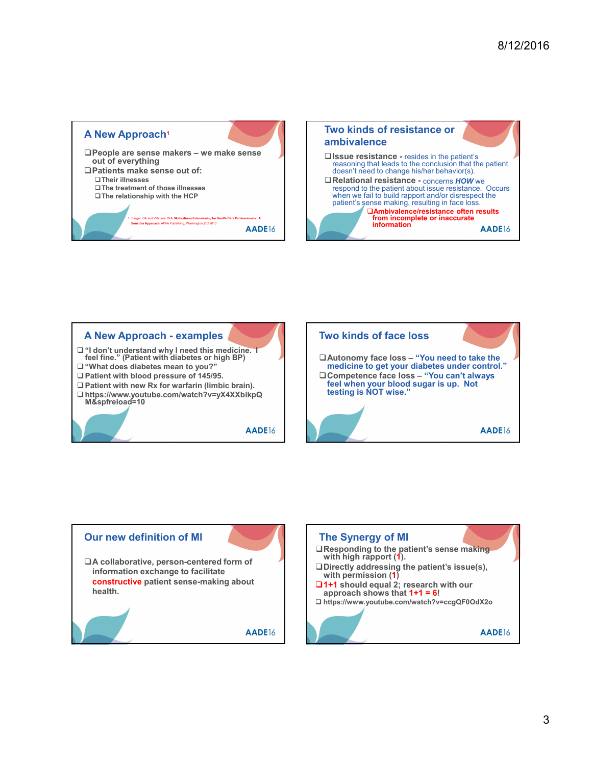## A New Approach[1]

- People are sense makers – we make sense out of everything
- Patients make sense out of:
  - Their illnesses
  - The treatment of those illnesses
  - The relationship with the HCP

1. Berger, BA and Villaume, WA. **Motivational Interviewing for Health Care Professionals: A Sensible Approach**, APhA Publishing, Washington, DC 2013

AADE16

## Two kinds of resistance or ambivalence

- **Issue resistance -** resides in the patient's reasoning that leads to the conclusion that the patient doesn't need to change his/her behavior(s).
- **Relational resistance -** concerns ***HOW*** we respond to the patient about issue resistance. Occurs when we fail to build rapport and/or disrespect the patient's sense making, resulting in face loss.
  - **Ambivalence/resistance often results from incomplete or inaccurate information**

AADE16

## A New Approach - examples

- "I don't understand why I need this medicine. I feel fine." (Patient with diabetes or high BP)
- "What does diabetes mean to you?"
- Patient with blood pressure of 145/95.
- Patient with new Rx for warfarin (limbic brain).
- https://www.youtube.com/watch?v=yX4XXbikpQM&spfreload=10

AADE16

## Two kinds of face loss

- Autonomy face loss – **"You need to take the medicine to get your diabetes under control."**
- Competence face loss – **"You can't always feel when your blood sugar is up. Not testing is NOT wise."**

AADE16

## Our new definition of MI

- A collaborative, person-centered form of information exchange to facilitate **constructive** patient sense-making about health.

AADE16

## The Synergy of MI

- Responding to the patient's sense making with high rapport (**1**).
- Directly addressing the patient's issue(s), with permission (**1**)
- **1+1** should equal 2; research with our approach shows that **1+1 = 6**!
- https://www.youtube.com/watch?v=ccgQF0OdX2o

AADE16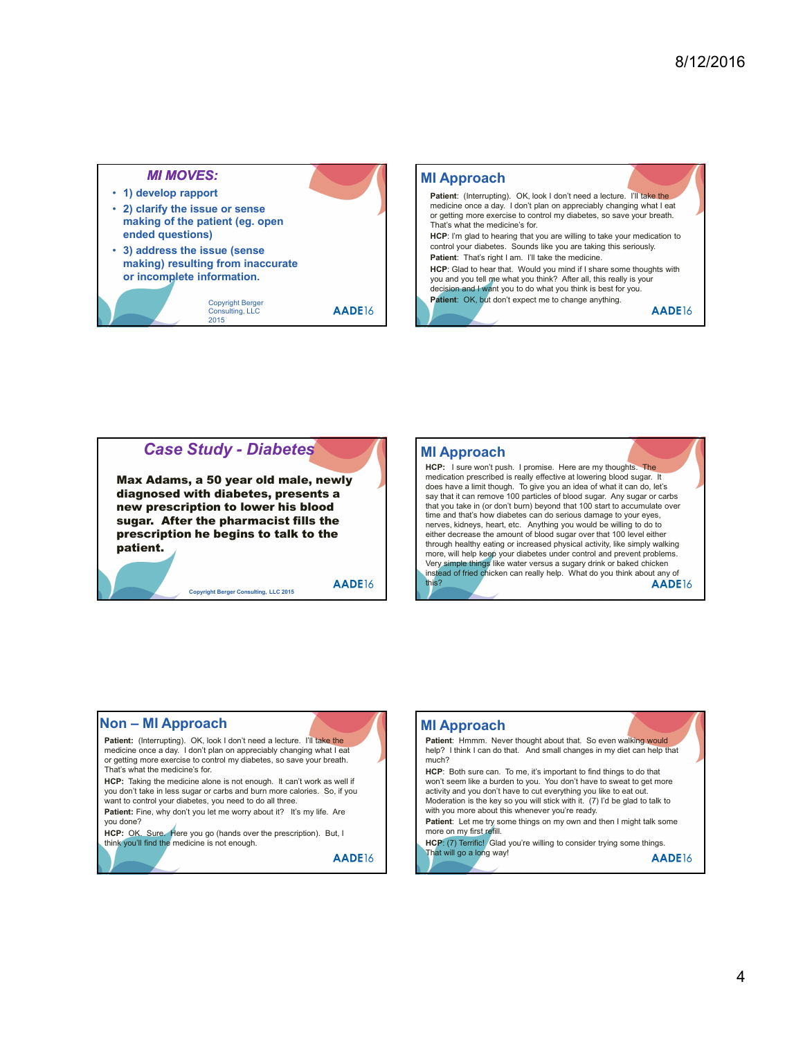## *MI MOVES:*

- **1) develop rapport**
- **2) clarify the issue or sense making of the patient (eg. open ended questions)**
- **3) address the issue (sense making) resulting from inaccurate or incomplete information.**

Copyright Berger Consulting, LLC 2015

AADE16

## MI Approach

**Patient**: (Interrupting). OK, look I don't need a lecture. I'll take the medicine once a day. I don't plan on appreciably changing what I eat or getting more exercise to control my diabetes, so save your breath. That's what the medicine's for.

**HCP**: I'm glad to hearing that you are willing to take your medication to control your diabetes. Sounds like you are taking this seriously.

**Patient**: That's right I am. I'll take the medicine.

**HCP**: Glad to hear that. Would you mind if I share some thoughts with you and you tell me what you think? After all, this really is your decision and I want you to do what you think is best for you.

**Patient**: OK, but don't expect me to change anything.

AADE16

## *Case Study - Diabetes*

**Max Adams, a 50 year old male, newly diagnosed with diabetes, presents a new prescription to lower his blood sugar. After the pharmacist fills the prescription he begins to talk to the patient.**

Copyright Berger Consulting, LLC 2015

AADE16

## MI Approach

**HCP:** I sure won't push. I promise. Here are my thoughts. The medication prescribed is really effective at lowering blood sugar. It does have a limit though. To give you an idea of what it can do, let's say that it can remove 100 particles of blood sugar. Any sugar or carbs that you take in (or don't burn) beyond that 100 start to accumulate over time and that's how diabetes can do serious damage to your eyes, nerves, kidneys, heart, etc. Anything you would be willing to do to either decrease the amount of blood sugar over that 100 level either through healthy eating or increased physical activity, like simply walking more, will help keep your diabetes under control and prevent problems. Very simple things like water versus a sugary drink or baked chicken instead of fried chicken can really help. What do you think about any of this?

AADE16

## Non – MI Approach

**Patient:** (Interrupting). OK, look I don't need a lecture. I'll take the medicine once a day. I don't plan on appreciably changing what I eat or getting more exercise to control my diabetes, so save your breath. That's what the medicine's for.

**HCP:** Taking the medicine alone is not enough. It can't work as well if you don't take in less sugar or carbs and burn more calories. So, if you want to control your diabetes, you need to do all three.

**Patient:** Fine, why don't you let me worry about it? It's my life. Are you done?

**HCP:** OK. Sure. Here you go (hands over the prescription). But, I think you'll find the medicine is not enough.

AADE16

## MI Approach

**Patient**: Hmmm. Never thought about that. So even walking would help? I think I can do that. And small changes in my diet can help that much?

**HCP**: Both sure can. To me, it's important to find things to do that won't seem like a burden to you. You don't have to sweat to get more activity and you don't have to cut everything you like to eat out. Moderation is the key so you will stick with it. (7) I'd be glad to talk to with you more about this whenever you're ready.

**Patient**: Let me try some things on my own and then I might talk some more on my first refill.

**HCP**: (7) Terrific! Glad you're willing to consider trying some things. That will go a long way!

AADE16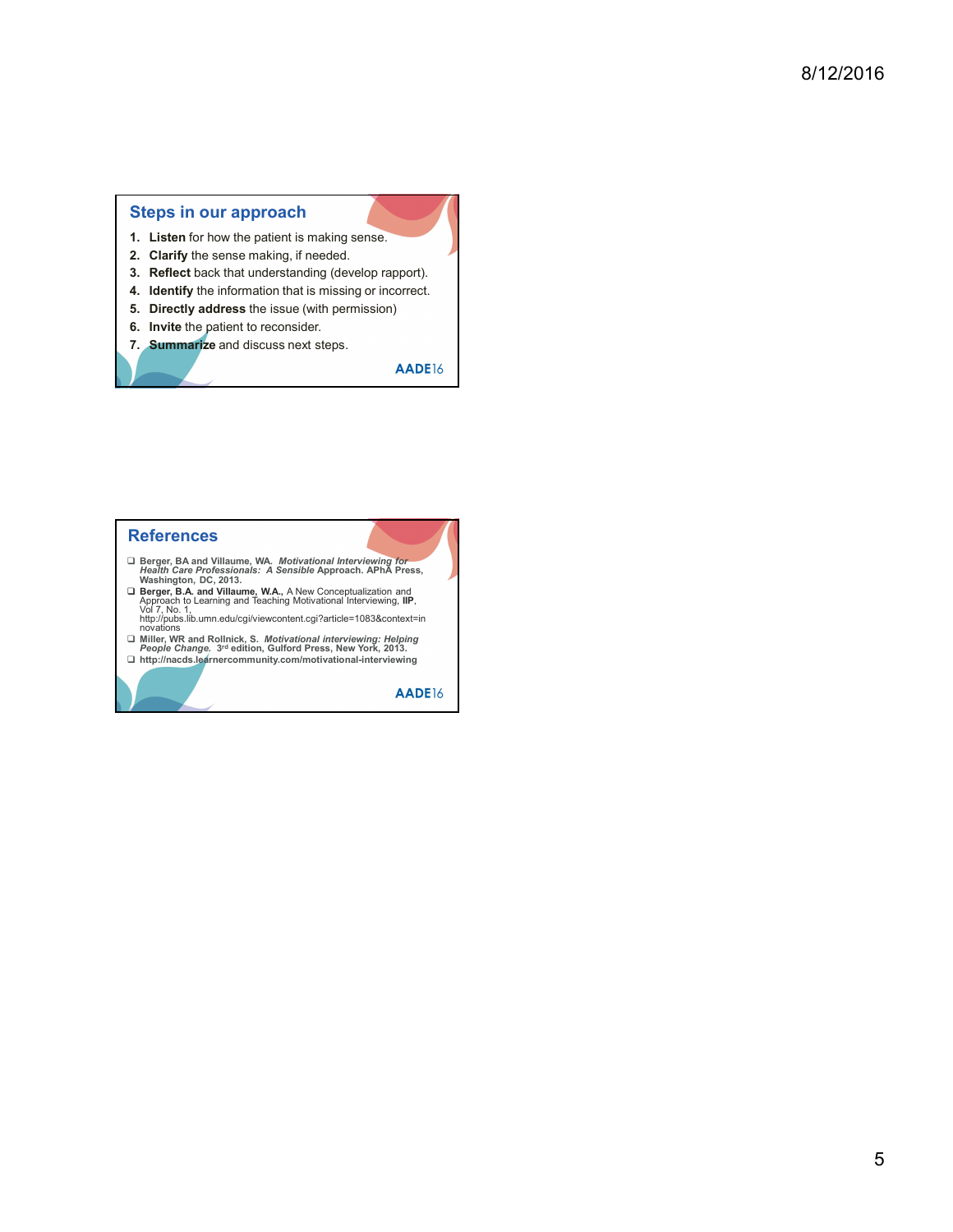## Steps in our approach

1. **Listen** for how the patient is making sense.
2. **Clarify** the sense making, if needed.
3. **Reflect** back that understanding (develop rapport).
4. **Identify** the information that is missing or incorrect.
5. **Directly address** the issue (with permission)
6. **Invite** the patient to reconsider.
7. **Summarize** and discuss next steps.

AADE16

## References

- **Berger, BA and Villaume, WA.** ***Motivational Interviewing for Health Care Professionals: A Sensible*** **Approach. APhA Press, Washington, DC, 2013.**
- **Berger, B.A. and Villaume, W.A.,** A New Conceptualization and Approach to Learning and Teaching Motivational Interviewing, **IIP**, Vol 7, No. 1, http://pubs.lib.umn.edu/cgi/viewcontent.cgi?article=1083&context=innovations
- **Miller, WR and Rollnick, S.** ***Motivational interviewing: Helping People Change.*** **3rd edition, Gulford Press, New York, 2013.**
- **http://nacds.learnercommunity.com/motivational-interviewing**

AADE16